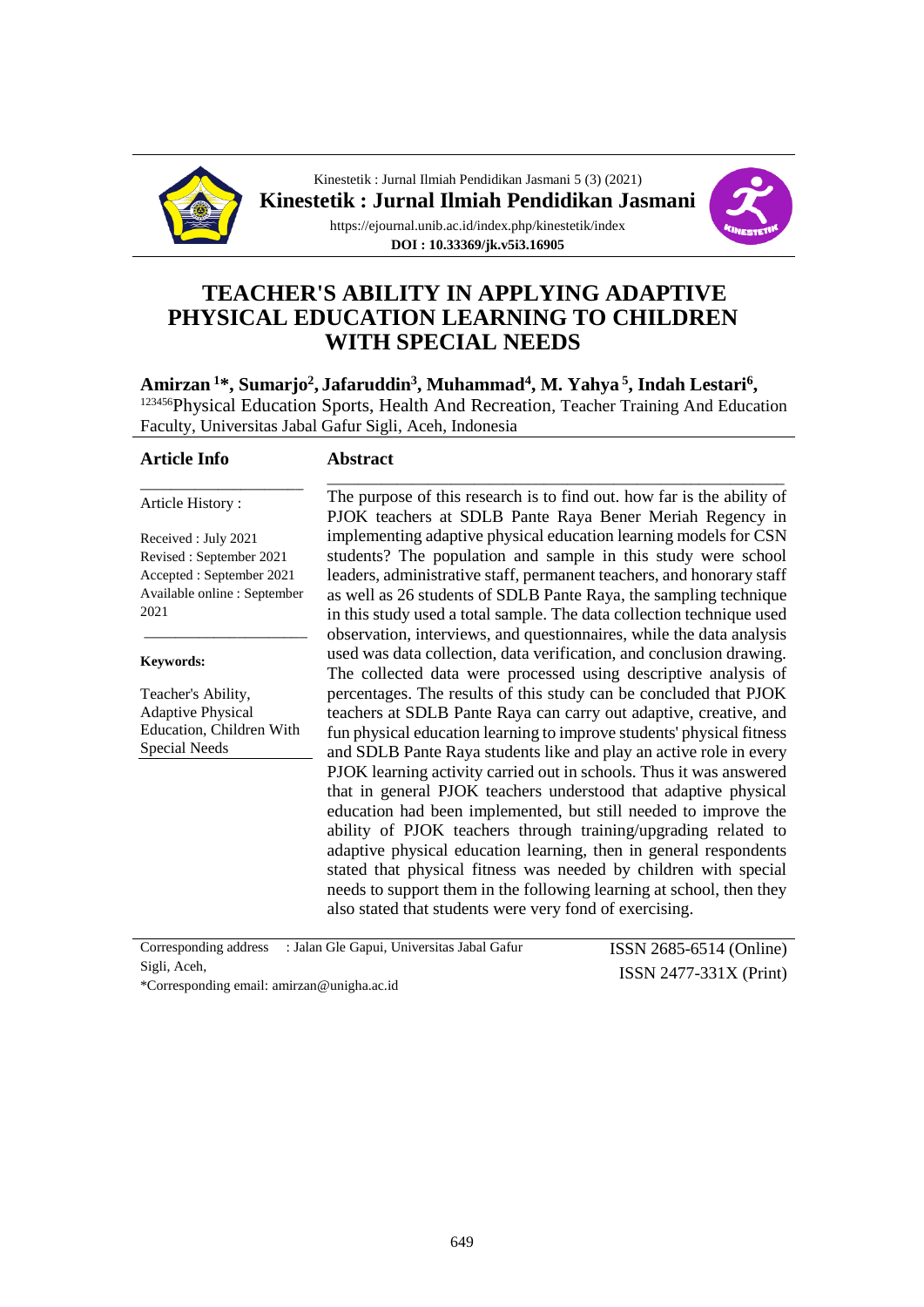# TEACHER'S ABILITY IN APPLYING ADAPTIVE PHYSICAL EDUCATION LEARNING TO CHILDREN WITH SPECIAL NEEDS

**Amirzan [1]*, Sumarjo[2], Jafaruddin[3], Muhammad[4], M. Yahya [5], Indah Lestari[6],**

[123456]Physical Education Sports, Health And Recreation, Teacher Training And Education Faculty, Universitas Jabal Gafur Sigli, Aceh, Indonesia

## Article Info

Article History :

Received : July 2021
Revised : September 2021
Accepted : September 2021
Available online : September 2021

**Keywords:**

Teacher's Ability, Adaptive Physical Education, Children With Special Needs

## Abstract

The purpose of this research is to find out. how far is the ability of PJOK teachers at SDLB Pante Raya Bener Meriah Regency in implementing adaptive physical education learning models for CSN students? The population and sample in this study were school leaders, administrative staff, permanent teachers, and honorary staff as well as 26 students of SDLB Pante Raya, the sampling technique in this study used a total sample. The data collection technique used observation, interviews, and questionnaires, while the data analysis used was data collection, data verification, and conclusion drawing. The collected data were processed using descriptive analysis of percentages. The results of this study can be concluded that PJOK teachers at SDLB Pante Raya can carry out adaptive, creative, and fun physical education learning to improve students' physical fitness and SDLB Pante Raya students like and play an active role in every PJOK learning activity carried out in schools. Thus it was answered that in general PJOK teachers understood that adaptive physical education had been implemented, but still needed to improve the ability of PJOK teachers through training/upgrading related to adaptive physical education learning, then in general respondents stated that physical fitness was needed by children with special needs to support them in the following learning at school, then they also stated that students were very fond of exercising.

Corresponding address : Jalan Gle Gapui, Universitas Jabal Gafur Sigli, Aceh,
*Corresponding email: amirzan@unigha.ac.id

ISSN 2685-6514 (Online)
ISSN 2477-331X (Print)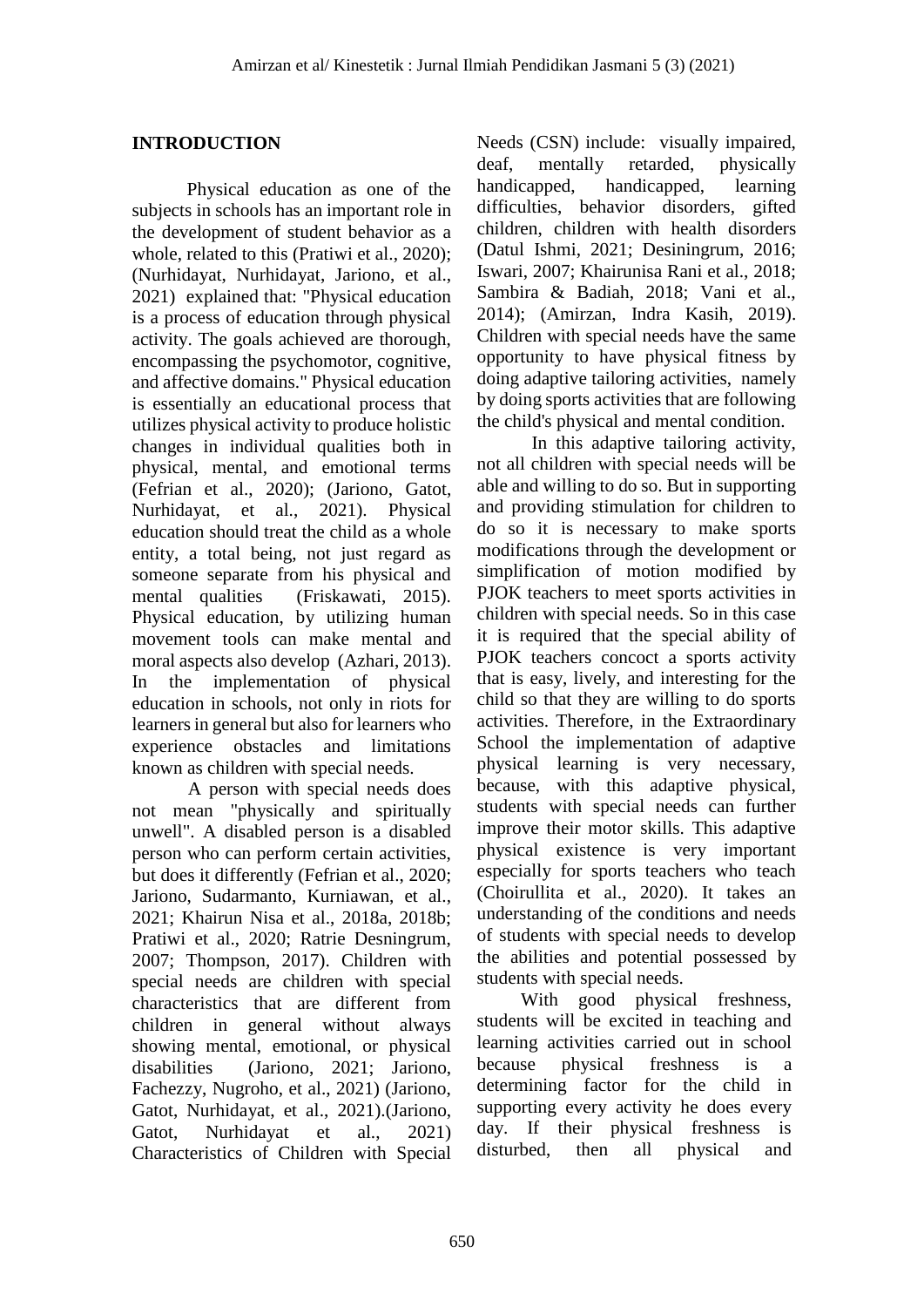## INTRODUCTION

Physical education as one of the subjects in schools has an important role in the development of student behavior as a whole, related to this (Pratiwi et al., 2020); (Nurhidayat, Nurhidayat, Jariono, et al., 2021) explained that: "Physical education is a process of education through physical activity. The goals achieved are thorough, encompassing the psychomotor, cognitive, and affective domains." Physical education is essentially an educational process that utilizes physical activity to produce holistic changes in individual qualities both in physical, mental, and emotional terms (Fefrian et al., 2020); (Jariono, Gatot, Nurhidayat, et al., 2021). Physical education should treat the child as a whole entity, a total being, not just regard as someone separate from his physical and mental qualities (Friskawati, 2015). Physical education, by utilizing human movement tools can make mental and moral aspects also develop (Azhari, 2013). In the implementation of physical education in schools, not only in riots for learners in general but also for learners who experience obstacles and limitations known as children with special needs.

A person with special needs does not mean "physically and spiritually unwell". A disabled person is a disabled person who can perform certain activities, but does it differently (Fefrian et al., 2020; Jariono, Sudarmanto, Kurniawan, et al., 2021; Khairun Nisa et al., 2018a, 2018b; Pratiwi et al., 2020; Ratrie Desningrum, 2007; Thompson, 2017). Children with special needs are children with special characteristics that are different from children in general without always showing mental, emotional, or physical disabilities (Jariono, 2021; Jariono, Fachezzy, Nugroho, et al., 2021) (Jariono, Gatot, Nurhidayat, et al., 2021).(Jariono, Gatot, Nurhidayat et al., 2021) Characteristics of Children with Special Needs (CSN) include: visually impaired, deaf, mentally retarded, physically handicapped, handicapped, learning difficulties, behavior disorders, gifted children, children with health disorders (Datul Ishmi, 2021; Desiningrum, 2016; Iswari, 2007; Khairunisa Rani et al., 2018; Sambira & Badiah, 2018; Vani et al., 2014); (Amirzan, Indra Kasih, 2019). Children with special needs have the same opportunity to have physical fitness by doing adaptive tailoring activities, namely by doing sports activities that are following the child's physical and mental condition.

In this adaptive tailoring activity, not all children with special needs will be able and willing to do so. But in supporting and providing stimulation for children to do so it is necessary to make sports modifications through the development or simplification of motion modified by PJOK teachers to meet sports activities in children with special needs. So in this case it is required that the special ability of PJOK teachers concoct a sports activity that is easy, lively, and interesting for the child so that they are willing to do sports activities. Therefore, in the Extraordinary School the implementation of adaptive physical learning is very necessary, because, with this adaptive physical, students with special needs can further improve their motor skills. This adaptive physical existence is very important especially for sports teachers who teach (Choirullita et al., 2020). It takes an understanding of the conditions and needs of students with special needs to develop the abilities and potential possessed by students with special needs.

With good physical freshness, students will be excited in teaching and learning activities carried out in school because physical freshness is a determining factor for the child in supporting every activity he does every day. If their physical freshness is disturbed, then all physical and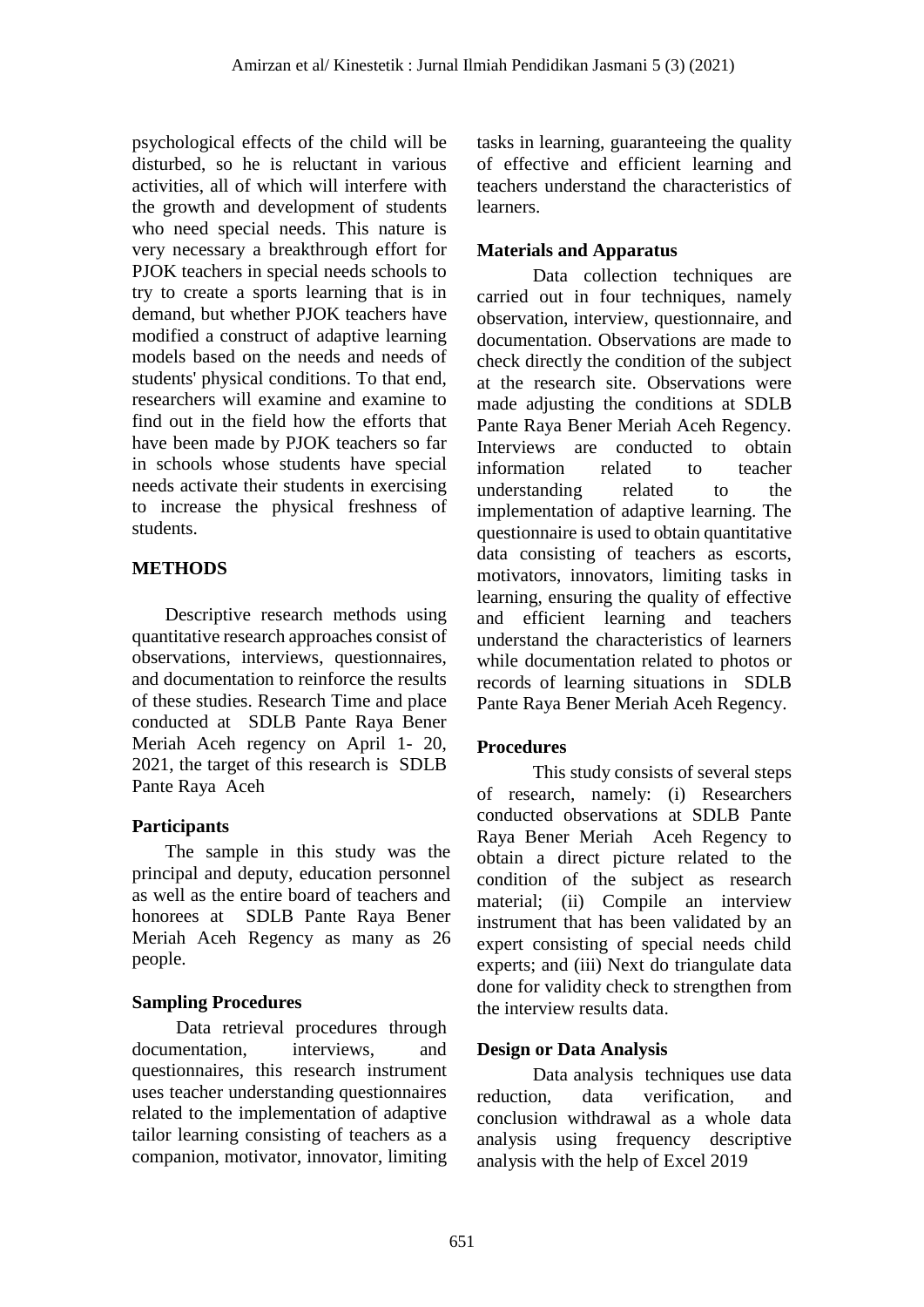psychological effects of the child will be disturbed, so he is reluctant in various activities, all of which will interfere with the growth and development of students who need special needs. This nature is very necessary a breakthrough effort for PJOK teachers in special needs schools to try to create a sports learning that is in demand, but whether PJOK teachers have modified a construct of adaptive learning models based on the needs and needs of students' physical conditions. To that end, researchers will examine and examine to find out in the field how the efforts that have been made by PJOK teachers so far in schools whose students have special needs activate their students in exercising to increase the physical freshness of students.

## METHODS

Descriptive research methods using quantitative research approaches consist of observations, interviews, questionnaires, and documentation to reinforce the results of these studies. Research Time and place conducted at SDLB Pante Raya Bener Meriah Aceh regency on April 1- 20, 2021, the target of this research is SDLB Pante Raya Aceh

### Participants

The sample in this study was the principal and deputy, education personnel as well as the entire board of teachers and honorees at SDLB Pante Raya Bener Meriah Aceh Regency as many as 26 people.

### Sampling Procedures

Data retrieval procedures through documentation, interviews, and questionnaires, this research instrument uses teacher understanding questionnaires related to the implementation of adaptive tailor learning consisting of teachers as a companion, motivator, innovator, limiting tasks in learning, guaranteeing the quality of effective and efficient learning and teachers understand the characteristics of learners.

### Materials and Apparatus

Data collection techniques are carried out in four techniques, namely observation, interview, questionnaire, and documentation. Observations are made to check directly the condition of the subject at the research site. Observations were made adjusting the conditions at SDLB Pante Raya Bener Meriah Aceh Regency. Interviews are conducted to obtain information related to teacher understanding related to the implementation of adaptive learning. The questionnaire is used to obtain quantitative data consisting of teachers as escorts, motivators, innovators, limiting tasks in learning, ensuring the quality of effective and efficient learning and teachers understand the characteristics of learners while documentation related to photos or records of learning situations in SDLB Pante Raya Bener Meriah Aceh Regency.

### Procedures

This study consists of several steps of research, namely: (i) Researchers conducted observations at SDLB Pante Raya Bener Meriah Aceh Regency to obtain a direct picture related to the condition of the subject as research material; (ii) Compile an interview instrument that has been validated by an expert consisting of special needs child experts; and (iii) Next do triangulate data done for validity check to strengthen from the interview results data.

### Design or Data Analysis

Data analysis techniques use data reduction, data verification, and conclusion withdrawal as a whole data analysis using frequency descriptive analysis with the help of Excel 2019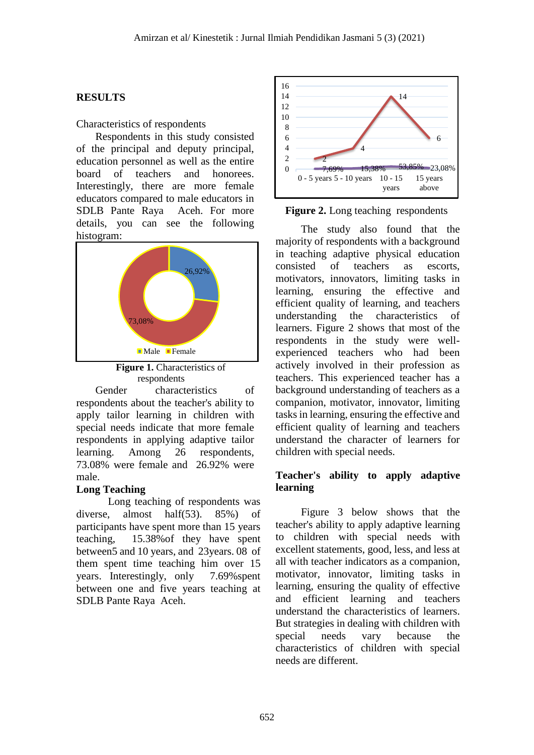## RESULTS

Characteristics of respondents

Respondents in this study consisted of the principal and deputy principal, education personnel as well as the entire board of teachers and honorees. Interestingly, there are more female educators compared to male educators in SDLB Pante Raya Aceh. For more details, you can see the following histogram:

**Figure 1.** Characteristics of respondents

Gender characteristics of respondents about the teacher's ability to apply tailor learning in children with special needs indicate that more female respondents in applying adaptive tailor learning. Among 26 respondents, 73.08% were female and 26.92% were male.

**Long Teaching**

Long teaching of respondents was diverse, almost half(53). 85%) of participants have spent more than 15 years teaching, 15.38%of they have spent between5 and 10 years, and 23years. 08 of them spent time teaching him over 15 years. Interestingly, only 7.69%spent between one and five years teaching at SDLB Pante Raya Aceh.

**Figure 2.** Long teaching respondents

The study also found that the majority of respondents with a background in teaching adaptive physical education consisted of teachers as escorts, motivators, innovators, limiting tasks in learning, ensuring the effective and efficient quality of learning, and teachers understanding the characteristics of learners. Figure 2 shows that most of the respondents in the study were well-experienced teachers who had been actively involved in their profession as teachers. This experienced teacher has a background understanding of teachers as a companion, motivator, innovator, limiting tasks in learning, ensuring the effective and efficient quality of learning and teachers understand the character of learners for children with special needs.

**Teacher's ability to apply adaptive learning**

Figure 3 below shows that the teacher's ability to apply adaptive learning to children with special needs with excellent statements, good, less, and less at all with teacher indicators as a companion, motivator, innovator, limiting tasks in learning, ensuring the quality of effective and efficient learning and teachers understand the characteristics of learners. But strategies in dealing with children with special needs vary because the characteristics of children with special needs are different.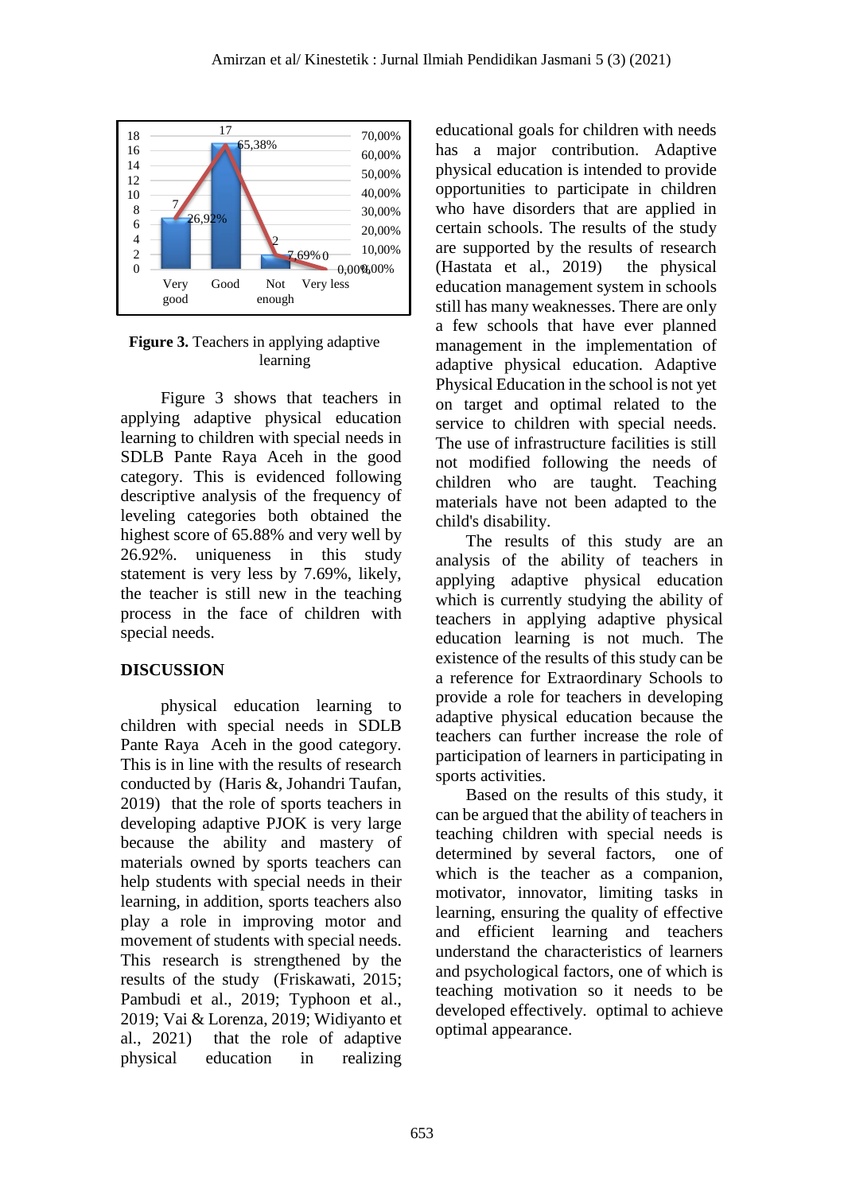**Figure 3.** Teachers in applying adaptive learning

Figure 3 shows that teachers in applying adaptive physical education learning to children with special needs in SDLB Pante Raya Aceh in the good category. This is evidenced following descriptive analysis of the frequency of leveling categories both obtained the highest score of 65.88% and very well by 26.92%. uniqueness in this study statement is very less by 7.69%, likely, the teacher is still new in the teaching process in the face of children with special needs.

## DISCUSSION

physical education learning to children with special needs in SDLB Pante Raya Aceh in the good category. This is in line with the results of research conducted by (Haris &, Johandri Taufan, 2019) that the role of sports teachers in developing adaptive PJOK is very large because the ability and mastery of materials owned by sports teachers can help students with special needs in their learning, in addition, sports teachers also play a role in improving motor and movement of students with special needs. This research is strengthened by the results of the study (Friskawati, 2015; Pambudi et al., 2019; Typhoon et al., 2019; Vai & Lorenza, 2019; Widiyanto et al., 2021) that the role of adaptive physical education in realizing educational goals for children with needs has a major contribution. Adaptive physical education is intended to provide opportunities to participate in children who have disorders that are applied in certain schools. The results of the study are supported by the results of research (Hastata et al., 2019) the physical education management system in schools still has many weaknesses. There are only a few schools that have ever planned management in the implementation of adaptive physical education. Adaptive Physical Education in the school is not yet on target and optimal related to the service to children with special needs. The use of infrastructure facilities is still not modified following the needs of children who are taught. Teaching materials have not been adapted to the child's disability.

The results of this study are an analysis of the ability of teachers in applying adaptive physical education which is currently studying the ability of teachers in applying adaptive physical education learning is not much. The existence of the results of this study can be a reference for Extraordinary Schools to provide a role for teachers in developing adaptive physical education because the teachers can further increase the role of participation of learners in participating in sports activities.

Based on the results of this study, it can be argued that the ability of teachers in teaching children with special needs is determined by several factors, one of which is the teacher as a companion, motivator, innovator, limiting tasks in learning, ensuring the quality of effective and efficient learning and teachers understand the characteristics of learners and psychological factors, one of which is teaching motivation so it needs to be developed effectively. optimal to achieve optimal appearance.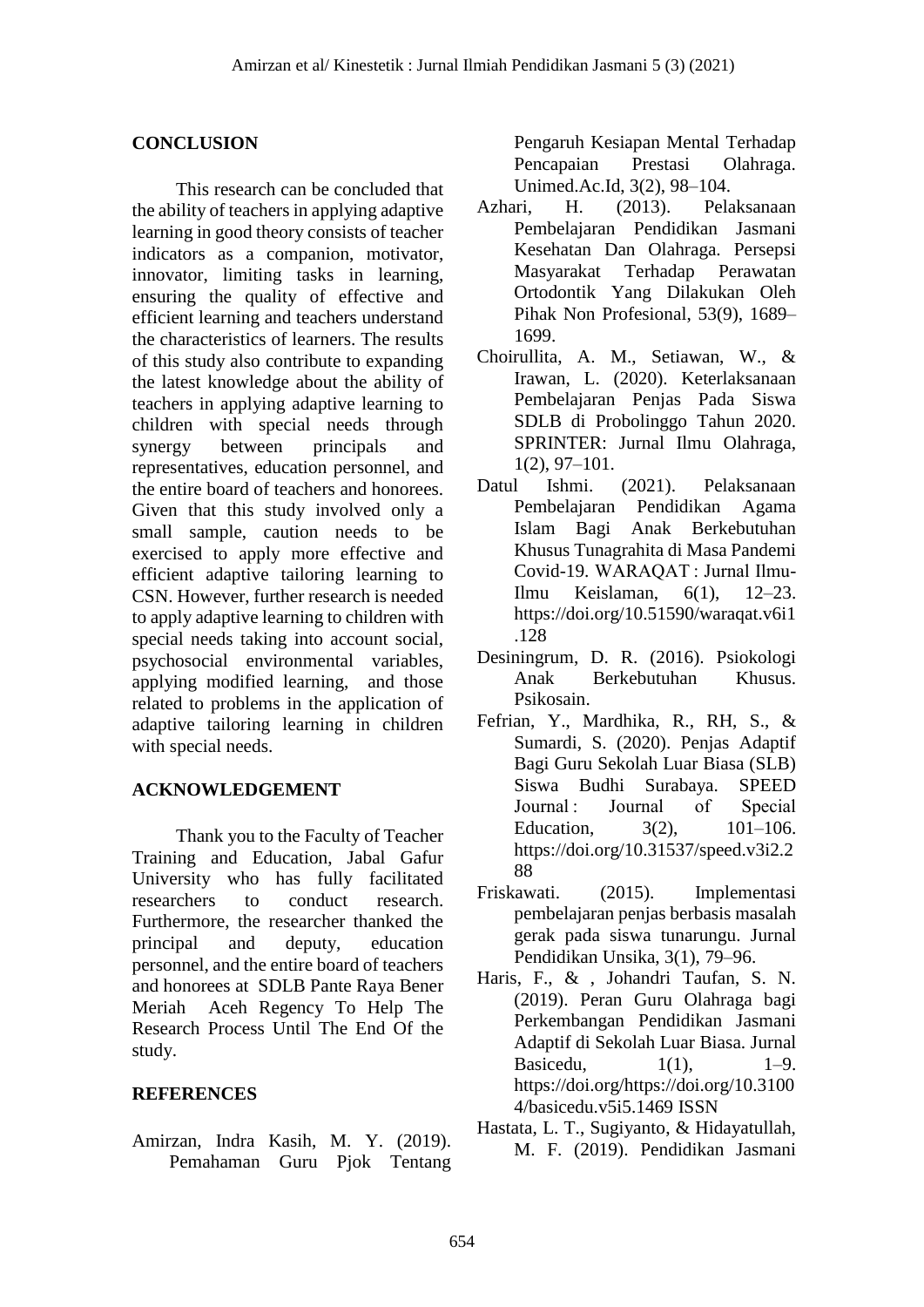## CONCLUSION

This research can be concluded that the ability of teachers in applying adaptive learning in good theory consists of teacher indicators as a companion, motivator, innovator, limiting tasks in learning, ensuring the quality of effective and efficient learning and teachers understand the characteristics of learners. The results of this study also contribute to expanding the latest knowledge about the ability of teachers in applying adaptive learning to children with special needs through synergy between principals and representatives, education personnel, and the entire board of teachers and honorees. Given that this study involved only a small sample, caution needs to be exercised to apply more effective and efficient adaptive tailoring learning to CSN. However, further research is needed to apply adaptive learning to children with special needs taking into account social, psychosocial environmental variables, applying modified learning, and those related to problems in the application of adaptive tailoring learning in children with special needs.

## ACKNOWLEDGEMENT

Thank you to the Faculty of Teacher Training and Education, Jabal Gafur University who has fully facilitated researchers to conduct research. Furthermore, the researcher thanked the principal and deputy, education personnel, and the entire board of teachers and honorees at SDLB Pante Raya Bener Meriah Aceh Regency To Help The Research Process Until The End Of the study.

## REFERENCES

Amirzan, Indra Kasih, M. Y. (2019). Pemahaman Guru Pjok Tentang Pengaruh Kesiapan Mental Terhadap Pencapaian Prestasi Olahraga. Unimed.Ac.Id, 3(2), 98–104.

Azhari, H. (2013). Pelaksanaan Pembelajaran Pendidikan Jasmani Kesehatan Dan Olahraga. Persepsi Masyarakat Terhadap Perawatan Ortodontik Yang Dilakukan Oleh Pihak Non Profesional, 53(9), 1689–1699.

Choirullita, A. M., Setiawan, W., & Irawan, L. (2020). Keterlaksanaan Pembelajaran Penjas Pada Siswa SDLB di Probolinggo Tahun 2020. SPRINTER: Jurnal Ilmu Olahraga, 1(2), 97–101.

Datul Ishmi. (2021). Pelaksanaan Pembelajaran Pendidikan Agama Islam Bagi Anak Berkebutuhan Khusus Tunagrahita di Masa Pandemi Covid-19. WARAQAT : Jurnal Ilmu-Ilmu Keislaman, 6(1), 12–23. https://doi.org/10.51590/waraqat.v6i1.128

Desiningrum, D. R. (2016). Psiokologi Anak Berkebutuhan Khusus. Psikosain.

Fefrian, Y., Mardhika, R., RH, S., & Sumardi, S. (2020). Penjas Adaptif Bagi Guru Sekolah Luar Biasa (SLB) Siswa Budhi Surabaya. SPEED Journal : Journal of Special Education, 3(2), 101–106. https://doi.org/10.31537/speed.v3i2.288

Friskawati. (2015). Implementasi pembelajaran penjas berbasis masalah gerak pada siswa tunarungu. Jurnal Pendidikan Unsika, 3(1), 79–96.

Haris, F., & , Johandri Taufan, S. N. (2019). Peran Guru Olahraga bagi Perkembangan Pendidikan Jasmani Adaptif di Sekolah Luar Biasa. Jurnal Basicedu, 1(1), 1–9. https://doi.org/https://doi.org/10.31004/basicedu.v5i5.1469 ISSN

Hastata, L. T., Sugiyanto, & Hidayatullah, M. F. (2019). Pendidikan Jasmani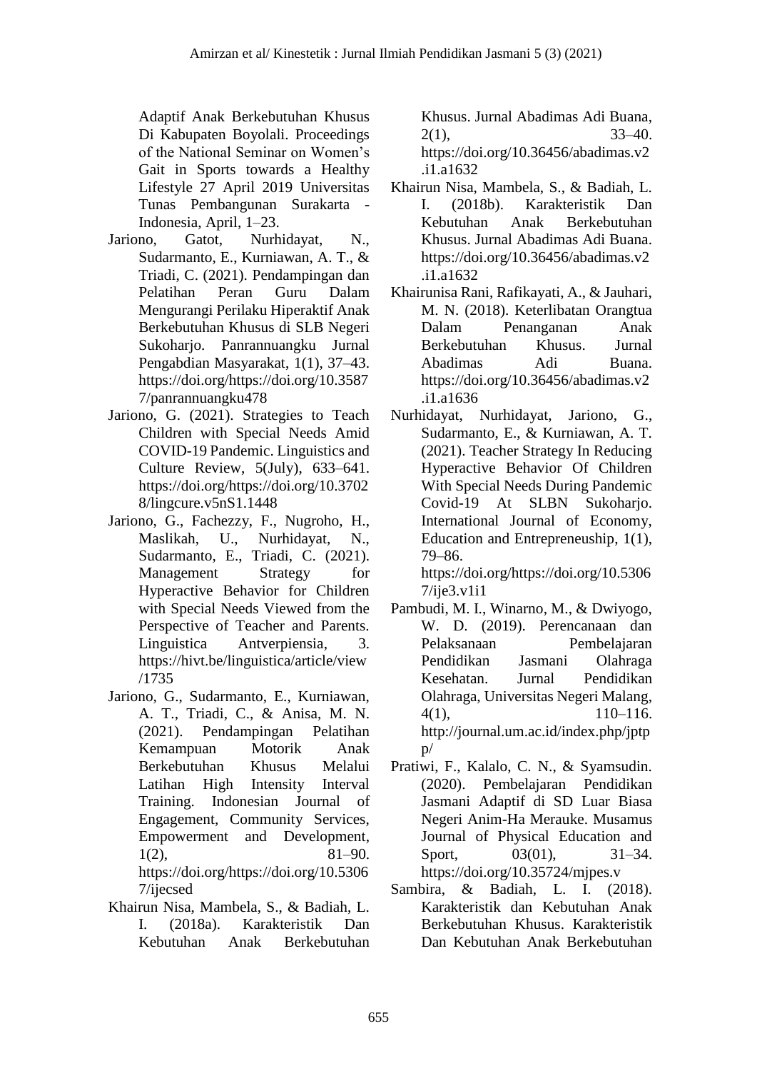Adaptif Anak Berkebutuhan Khusus Di Kabupaten Boyolali. Proceedings of the National Seminar on Women's Gait in Sports towards a Healthy Lifestyle 27 April 2019 Universitas Tunas Pembangunan Surakarta - Indonesia, April, 1–23.

Jariono, Gatot, Nurhidayat, N., Sudarmanto, E., Kurniawan, A. T., & Triadi, C. (2021). Pendampingan dan Pelatihan Peran Guru Dalam Mengurangi Perilaku Hiperaktif Anak Berkebutuhan Khusus di SLB Negeri Sukoharjo. Panrannuangku Jurnal Pengabdian Masyarakat, 1(1), 37–43. https://doi.org/https://doi.org/10.35877/panrannuangku478

Jariono, G. (2021). Strategies to Teach Children with Special Needs Amid COVID-19 Pandemic. Linguistics and Culture Review, 5(July), 633–641. https://doi.org/https://doi.org/10.37028/lingcure.v5nS1.1448

Jariono, G., Fachezzy, F., Nugroho, H., Maslikah, U., Nurhidayat, N., Sudarmanto, E., Triadi, C. (2021). Management Strategy for Hyperactive Behavior for Children with Special Needs Viewed from the Perspective of Teacher and Parents. Linguistica Antverpiensia, 3. https://hivt.be/linguistica/article/view/1735

Jariono, G., Sudarmanto, E., Kurniawan, A. T., Triadi, C., & Anisa, M. N. (2021). Pendampingan Pelatihan Kemampuan Motorik Anak Berkebutuhan Khusus Melalui Latihan High Intensity Interval Training. Indonesian Journal of Engagement, Community Services, Empowerment and Development, 1(2), 81–90. https://doi.org/https://doi.org/10.53067/ijecsed

Khairun Nisa, Mambela, S., & Badiah, L. I. (2018a). Karakteristik Dan Kebutuhan Anak Berkebutuhan Khusus. Jurnal Abadimas Adi Buana, 2(1), 33–40. https://doi.org/10.36456/abadimas.v2.i1.a1632

Khairun Nisa, Mambela, S., & Badiah, L. I. (2018b). Karakteristik Dan Kebutuhan Anak Berkebutuhan Khusus. Jurnal Abadimas Adi Buana. https://doi.org/10.36456/abadimas.v2.i1.a1632

Khairunisa Rani, Rafikayati, A., & Jauhari, M. N. (2018). Keterlibatan Orangtua Dalam Penanganan Anak Berkebutuhan Khusus. Jurnal Abadimas Adi Buana. https://doi.org/10.36456/abadimas.v2.i1.a1636

Nurhidayat, Nurhidayat, Jariono, G., Sudarmanto, E., & Kurniawan, A. T. (2021). Teacher Strategy In Reducing Hyperactive Behavior Of Children With Special Needs During Pandemic Covid-19 At SLBN Sukoharjo. International Journal of Economy, Education and Entrepreneuship, 1(1), 79–86. https://doi.org/https://doi.org/10.53067/ije3.v1i1

Pambudi, M. I., Winarno, M., & Dwiyogo, W. D. (2019). Perencanaan dan Pelaksanaan Pembelajaran Pendidikan Jasmani Olahraga Kesehatan. Jurnal Pendidikan Olahraga, Universitas Negeri Malang, 4(1), 110–116. http://journal.um.ac.id/index.php/jptpp/

Pratiwi, F., Kalalo, C. N., & Syamsudin. (2020). Pembelajaran Pendidikan Jasmani Adaptif di SD Luar Biasa Negeri Anim-Ha Merauke. Musamus Journal of Physical Education and Sport, 03(01), 31–34. https://doi.org/10.35724/mjpes.v

Sambira, & Badiah, L. I. (2018). Karakteristik dan Kebutuhan Anak Berkebutuhan Khusus. Karakteristik Dan Kebutuhan Anak Berkebutuhan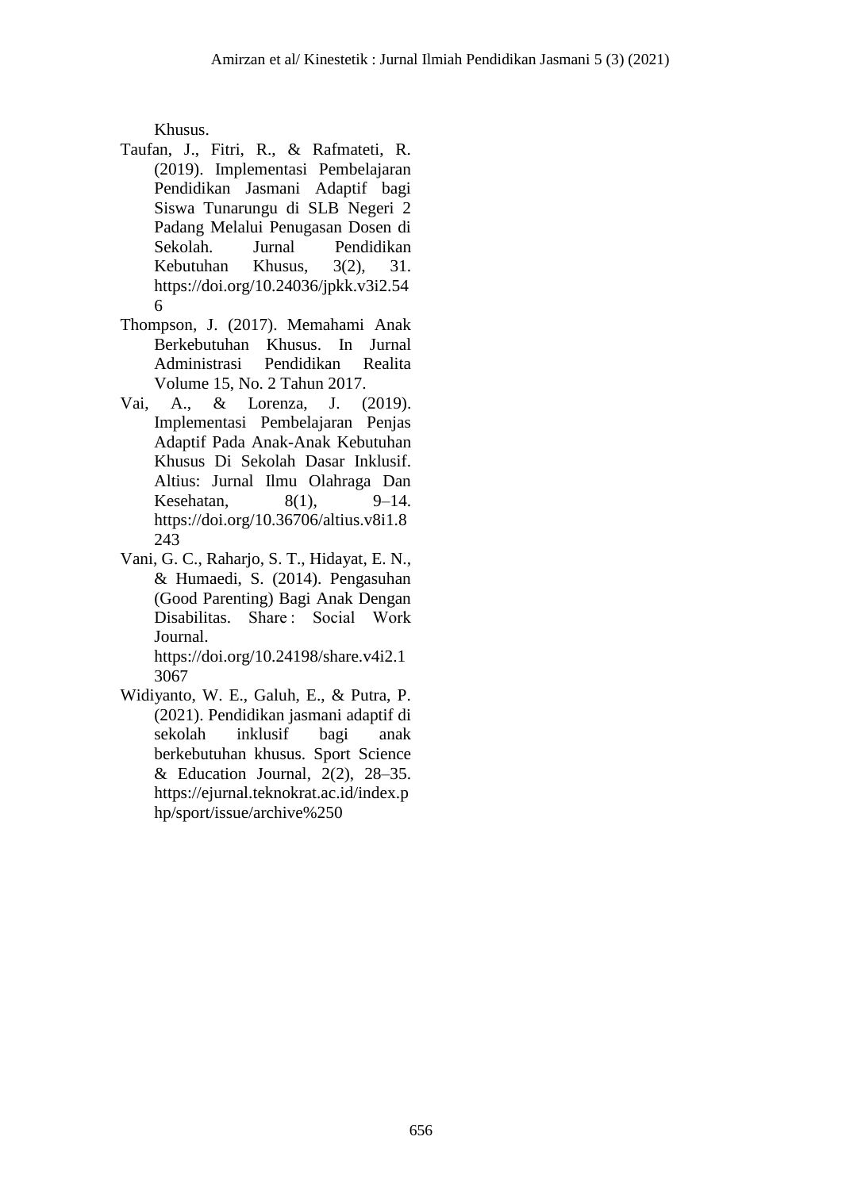Khusus.

Taufan, J., Fitri, R., & Rafmateti, R. (2019). Implementasi Pembelajaran Pendidikan Jasmani Adaptif bagi Siswa Tunarungu di SLB Negeri 2 Padang Melalui Penugasan Dosen di Sekolah. Jurnal Pendidikan Kebutuhan Khusus, 3(2), 31. https://doi.org/10.24036/jpkk.v3i2.546

Thompson, J. (2017). Memahami Anak Berkebutuhan Khusus. In Jurnal Administrasi Pendidikan Realita Volume 15, No. 2 Tahun 2017.

Vai, A., & Lorenza, J. (2019). Implementasi Pembelajaran Penjas Adaptif Pada Anak-Anak Kebutuhan Khusus Di Sekolah Dasar Inklusif. Altius: Jurnal Ilmu Olahraga Dan Kesehatan, 8(1), 9–14. https://doi.org/10.36706/altius.v8i1.8243

Vani, G. C., Raharjo, S. T., Hidayat, E. N., & Humaedi, S. (2014). Pengasuhan (Good Parenting) Bagi Anak Dengan Disabilitas. Share : Social Work Journal. https://doi.org/10.24198/share.v4i2.13067

Widiyanto, W. E., Galuh, E., & Putra, P. (2021). Pendidikan jasmani adaptif di sekolah inklusif bagi anak berkebutuhan khusus. Sport Science & Education Journal, 2(2), 28–35. https://ejurnal.teknokrat.ac.id/index.php/sport/issue/archive%250